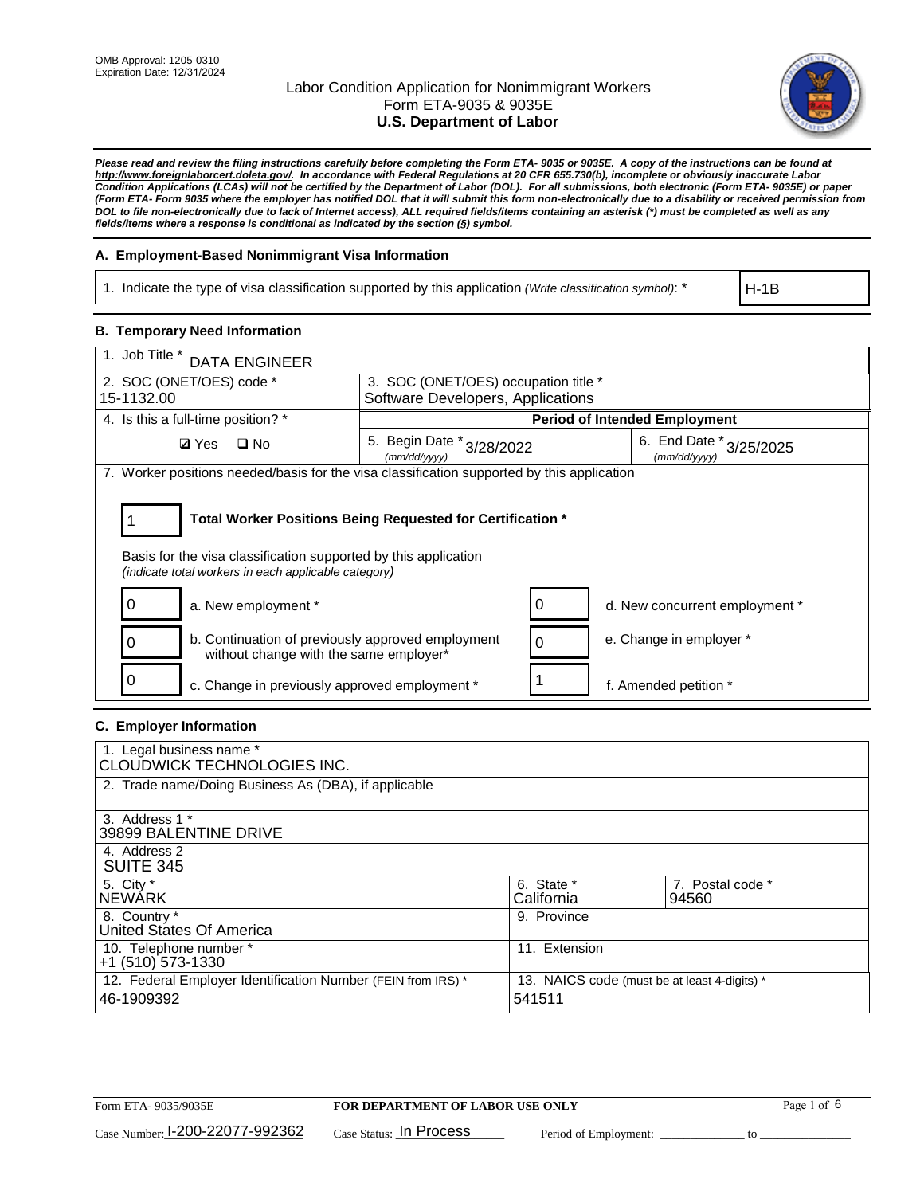OMB Approval: 1205-0310
Expiration Date: 12/31/2024

# Labor Condition Application for Nonimmigrant Workers
## Form ETA-9035 & 9035E
## U.S. Department of Labor

***Please read and review the filing instructions carefully before completing the Form ETA- 9035 or 9035E. A copy of the instructions can be found at http://www.foreignlaborcert.doleta.gov/. In accordance with Federal Regulations at 20 CFR 655.730(b), incomplete or obviously inaccurate Labor Condition Applications (LCAs) will not be certified by the Department of Labor (DOL). For all submissions, both electronic (Form ETA- 9035E) or paper (Form ETA- Form 9035 where the employer has notified DOL that it will submit this form non-electronically due to a disability or received permission from DOL to file non-electronically due to lack of Internet access), ALL required fields/items containing an asterisk (*) must be completed as well as any fields/items where a response is conditional as indicated by the section (§) symbol.***

### A. Employment-Based Nonimmigrant Visa Information

| 1. Indicate the type of visa classification supported by this application *(Write classification symbol)*: * | H-1B |
|---|---|

### B. Temporary Need Information

| 1. Job Title * DATA ENGINEER | | |
|---|---|---|
| 2. SOC (ONET/OES) code * 15-1132.00 | 3. SOC (ONET/OES) occupation title * Software Developers, Applications | |
| 4. Is this a full-time position? * | Period of Intended Employment | |
| ☑ Yes ☐ No | 5. Begin Date * (mm/dd/yyyy) 3/28/2022 | 6. End Date * (mm/dd/yyyy) 3/25/2025 |

7. Worker positions needed/basis for the visa classification supported by this application

**1** — **Total Worker Positions Being Requested for Certification ***

Basis for the visa classification supported by this application
*(indicate total workers in each applicable category)*

| Count | Category | Count | Category |
|---|---|---|---|
| 0 | a. New employment * | 0 | d. New concurrent employment * |
| 0 | b. Continuation of previously approved employment without change with the same employer* | 0 | e. Change in employer * |
| 0 | c. Change in previously approved employment * | 1 | f. Amended petition * |

### C. Employer Information

| 1. Legal business name * CLOUDWICK TECHNOLOGIES INC. | | |
|---|---|---|
| 2. Trade name/Doing Business As (DBA), if applicable | | |
| 3. Address 1 * 39899 BALENTINE DRIVE | | |
| 4. Address 2 SUITE 345 | | |
| 5. City * NEWARK | 6. State * California | 7. Postal code * 94560 |
| 8. Country * United States Of America | 9. Province | |
| 10. Telephone number * +1 (510) 573-1330 | 11. Extension | |
| 12. Federal Employer Identification Number (FEIN from IRS) * 46-1909392 | 13. NAICS code (must be at least 4-digits) * 541511 | |

Form ETA- 9035/9035E — **FOR DEPARTMENT OF LABOR USE ONLY**

Case Number: I-200-22077-992362 Case Status: In Process Period of Employment: _____________ to _____________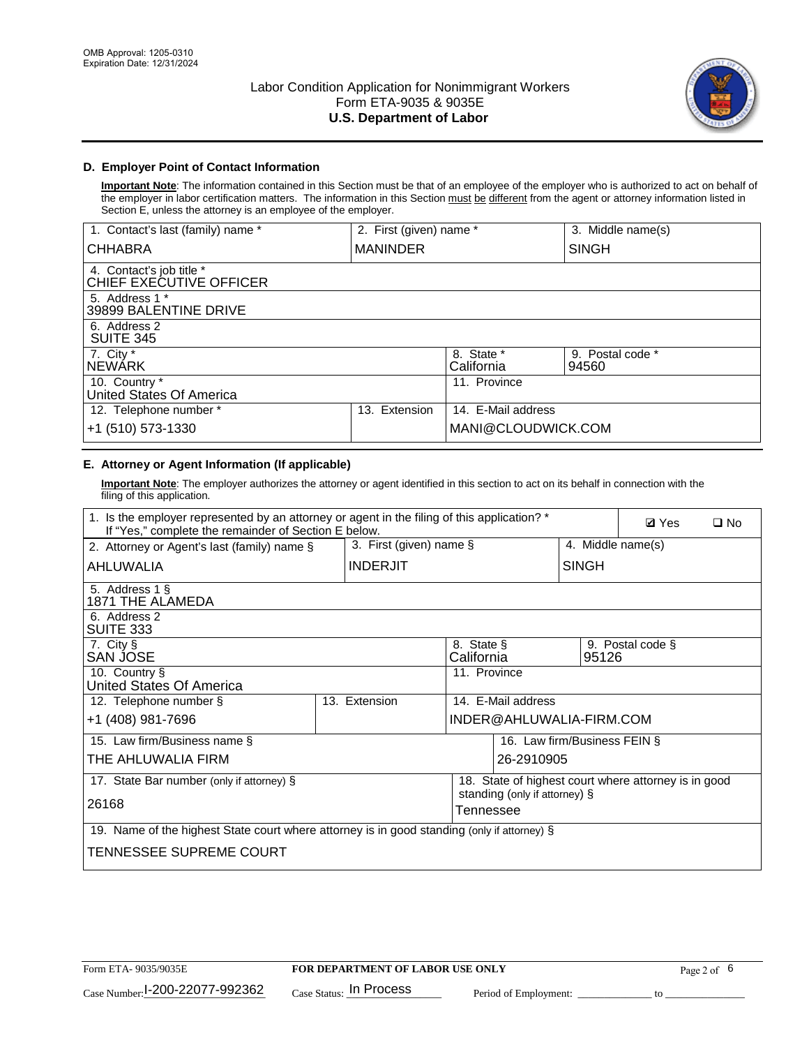OMB Approval: 1205-0310
Expiration Date: 12/31/2024

# Labor Condition Application for Nonimmigrant Workers
## Form ETA-9035 & 9035E
## U.S. Department of Labor

### D. Employer Point of Contact Information

**Important Note**: The information contained in this Section must be that of an employee of the employer who is authorized to act on behalf of the employer in labor certification matters. The information in this Section must be different from the agent or attorney information listed in Section E, unless the attorney is an employee of the employer.

| 1. Contact's last (family) name * | 2. First (given) name * | 3. Middle name(s) |
|---|---|---|
| CHHABRA | MANINDER | SINGH |
| 4. Contact's job title * CHIEF EXECUTIVE OFFICER | | |
| 5. Address 1 * 39899 BALENTINE DRIVE | | |
| 6. Address 2 SUITE 345 | | |
| 7. City * NEWARK | 8. State * California | 9. Postal code * 94560 |
| 10. Country * United States Of America | 11. Province | |
| 12. Telephone number * +1 (510) 573-1330 | 13. Extension | 14. E-Mail address MANI@CLOUDWICK.COM |

### E. Attorney or Agent Information (If applicable)

**Important Note**: The employer authorizes the attorney or agent identified in this section to act on its behalf in connection with the filing of this application.

| 1. Is the employer represented by an attorney or agent in the filing of this application? * If "Yes," complete the remainder of Section E below. | | ☑ Yes ☐ No |
|---|---|---|
| 2. Attorney or Agent's last (family) name § AHLUWALIA | 3. First (given) name § INDERJIT | 4. Middle name(s) SINGH |
| 5. Address 1 § 1871 THE ALAMEDA | | |
| 6. Address 2 SUITE 333 | | |
| 7. City § SAN JOSE | 8. State § California | 9. Postal code § 95126 |
| 10. Country § United States Of America | 11. Province | |
| 12. Telephone number § +1 (408) 981-7696 | 13. Extension | 14. E-Mail address INDER@AHLUWALIA-FIRM.COM |
| 15. Law firm/Business name § THE AHLUWALIA FIRM | | 16. Law firm/Business FEIN § 26-2910905 |
| 17. State Bar number (only if attorney) § 26168 | | 18. State of highest court where attorney is in good standing (only if attorney) § Tennessee |
| 19. Name of the highest State court where attorney is in good standing (only if attorney) § TENNESSEE SUPREME COURT | | |

Form ETA- 9035/9035E | FOR DEPARTMENT OF LABOR USE ONLY

Case Number: I-200-22077-992362 Case Status: In Process Period of Employment: _____________ to _______________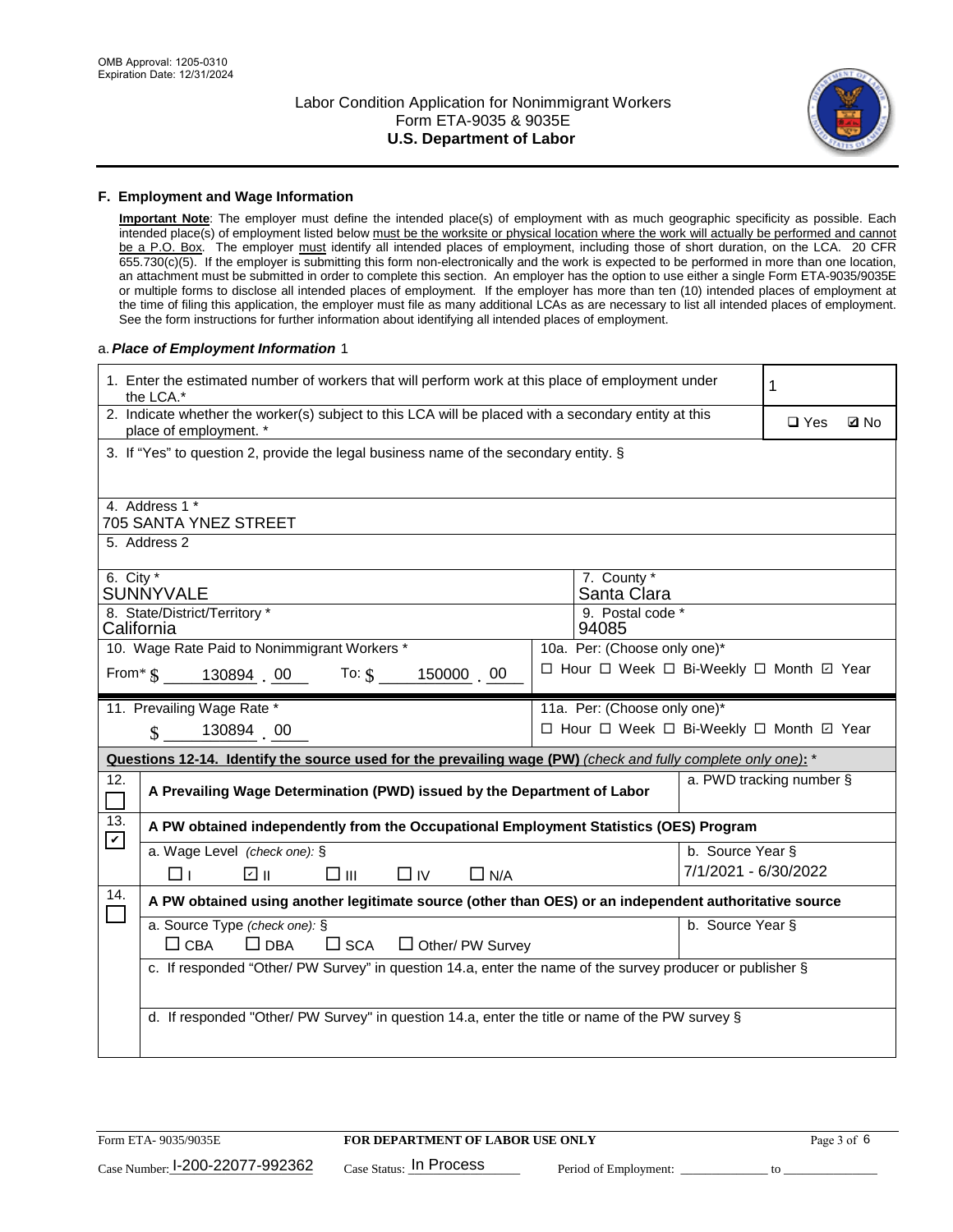OMB Approval: 1205-0310
Expiration Date: 12/31/2024

# Labor Condition Application for Nonimmigrant Workers
## Form ETA-9035 & 9035E
## U.S. Department of Labor

### F. Employment and Wage Information

**Important Note**: The employer must define the intended place(s) of employment with as much geographic specificity as possible. Each intended place(s) of employment listed below must be the worksite or physical location where the work will actually be performed and cannot be a P.O. Box. The employer must identify all intended places of employment, including those of short duration, on the LCA. 20 CFR 655.730(c)(5). If the employer is submitting this form non-electronically and the work is expected to be performed in more than one location, an attachment must be submitted in order to complete this section. An employer has the option to use either a single Form ETA-9035/9035E or multiple forms to disclose all intended places of employment. If the employer has more than ten (10) intended places of employment at the time of filing this application, the employer must file as many additional LCAs as are necessary to list all intended places of employment. See the form instructions for further information about identifying all intended places of employment.

a. *Place of Employment Information* 1

| | |
|---|---|
| 1. Enter the estimated number of workers that will perform work at this place of employment under the LCA.* | 1 |
| 2. Indicate whether the worker(s) subject to this LCA will be placed with a secondary entity at this place of employment. * | ☐ Yes ☑ No |
| 3. If "Yes" to question 2, provide the legal business name of the secondary entity. § | |
| 4. Address 1 * 705 SANTA YNEZ STREET | |
| 5. Address 2 | |
| 6. City * SUNNYVALE | 7. County * Santa Clara |
| 8. State/District/Territory * California | 9. Postal code * 94085 |
| 10. Wage Rate Paid to Nonimmigrant Workers * From* $ 130894 . 00 To: $ 150000 . 00 | 10a. Per: (Choose only one)* ☐ Hour ☐ Week ☐ Bi-Weekly ☐ Month ☑ Year |
| 11. Prevailing Wage Rate * $ 130894 . 00 | 11a. Per: (Choose only one)* ☐ Hour ☐ Week ☐ Bi-Weekly ☐ Month ☑ Year |

**Questions 12-14. Identify the source used for the prevailing wage (PW)** *(check and fully complete only one)*: *

| | | |
|---|---|---|
| 12. ☐ | **A Prevailing Wage Determination (PWD) issued by the Department of Labor** | a. PWD tracking number § |
| 13. ☑ | **A PW obtained independently from the Occupational Employment Statistics (OES) Program** | |
| | a. Wage Level *(check one)*: § ☐ I ☑ II ☐ III ☐ IV ☐ N/A | b. Source Year § 7/1/2021 - 6/30/2022 |
| 14. ☐ | **A PW obtained using another legitimate source (other than OES) or an independent authoritative source** | |
| | a. Source Type *(check one)*: § ☐ CBA ☐ DBA ☐ SCA ☐ Other/ PW Survey | b. Source Year § |
| | c. If responded "Other/ PW Survey" in question 14.a, enter the name of the survey producer or publisher § | |
| | d. If responded "Other/ PW Survey" in question 14.a, enter the title or name of the PW survey § | |

Form ETA- 9035/9035E | **FOR DEPARTMENT OF LABOR USE ONLY** | Page 3 of 6

Case Number: I-200-22077-992362 Case Status: In Process Period of Employment: _____________ to _______________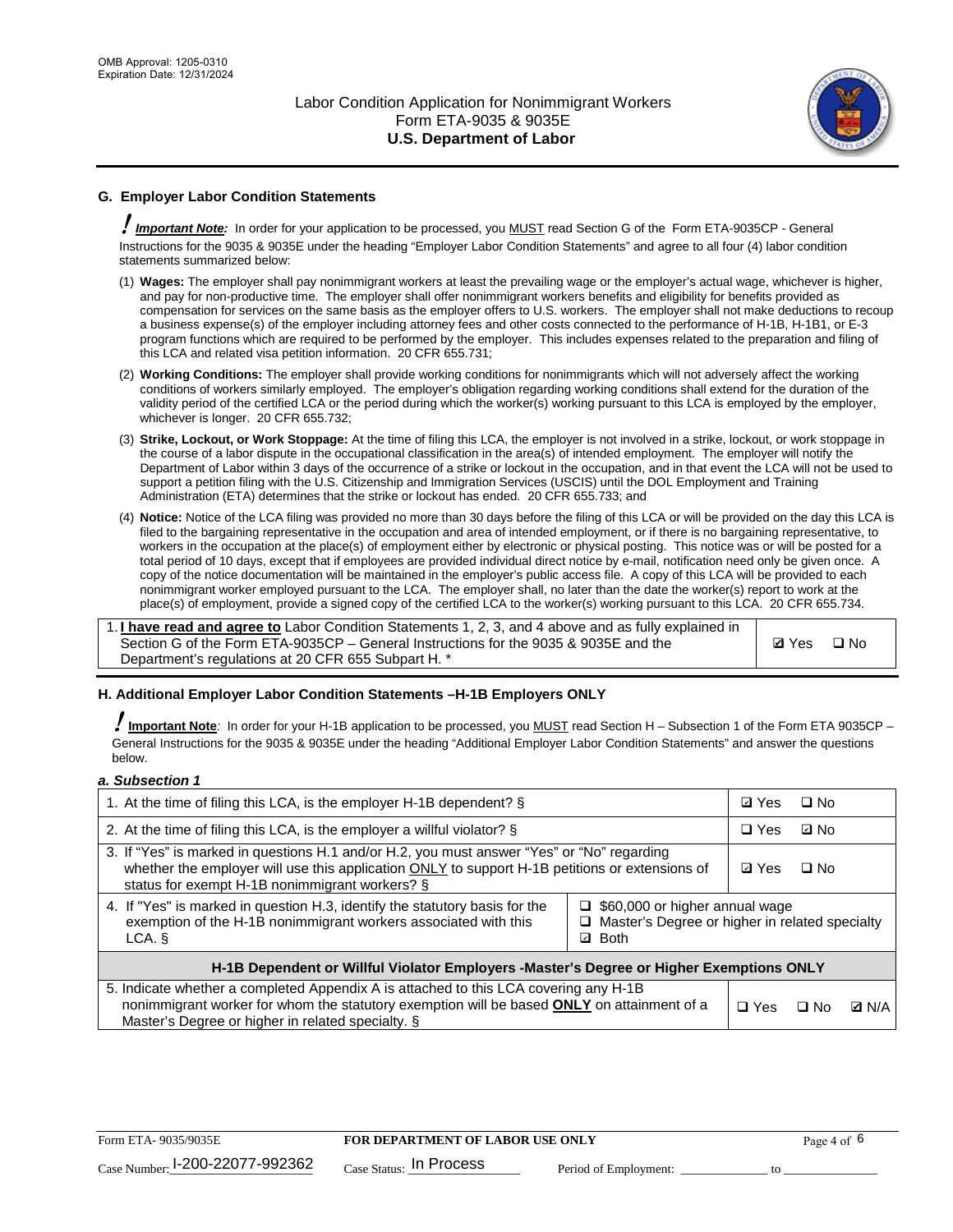## G. Employer Labor Condition Statements

! ***Important Note:*** In order for your application to be processed, you MUST read Section G of the Form ETA-9035CP - General Instructions for the 9035 & 9035E under the heading "Employer Labor Condition Statements" and agree to all four (4) labor condition statements summarized below:

(1) **Wages:** The employer shall pay nonimmigrant workers at least the prevailing wage or the employer's actual wage, whichever is higher, and pay for non-productive time. The employer shall offer nonimmigrant workers benefits and eligibility for benefits provided as compensation for services on the same basis as the employer offers to U.S. workers. The employer shall not make deductions to recoup a business expense(s) of the employer including attorney fees and other costs connected to the performance of H-1B, H-1B1, or E-3 program functions which are required to be performed by the employer. This includes expenses related to the preparation and filing of this LCA and related visa petition information. 20 CFR 655.731;

(2) **Working Conditions:** The employer shall provide working conditions for nonimmigrants which will not adversely affect the working conditions of workers similarly employed. The employer's obligation regarding working conditions shall extend for the duration of the validity period of the certified LCA or the period during which the worker(s) working pursuant to this LCA is employed by the employer, whichever is longer. 20 CFR 655.732;

(3) **Strike, Lockout, or Work Stoppage:** At the time of filing this LCA, the employer is not involved in a strike, lockout, or work stoppage in the course of a labor dispute in the occupational classification in the area(s) of intended employment. The employer will notify the Department of Labor within 3 days of the occurrence of a strike or lockout in the occupation, and in that event the LCA will not be used to support a petition filing with the U.S. Citizenship and Immigration Services (USCIS) until the DOL Employment and Training Administration (ETA) determines that the strike or lockout has ended. 20 CFR 655.733; and

(4) **Notice:** Notice of the LCA filing was provided no more than 30 days before the filing of this LCA or will be provided on the day this LCA is filed to the bargaining representative in the occupation and area of intended employment, or if there is no bargaining representative, to workers in the occupation at the place(s) of employment either by electronic or physical posting. This notice was or will be posted for a total period of 10 days, except that if employees are provided individual direct notice by e-mail, notification need only be given once. A copy of the notice documentation will be maintained in the employer's public access file. A copy of this LCA will be provided to each nonimmigrant worker employed pursuant to the LCA. The employer shall, no later than the date the worker(s) report to work at the place(s) of employment, provide a signed copy of the certified LCA to the worker(s) working pursuant to this LCA. 20 CFR 655.734.

| | |
|---|---|
| 1. **I have read and agree to** Labor Condition Statements 1, 2, 3, and 4 above and as fully explained in Section G of the Form ETA-9035CP – General Instructions for the 9035 & 9035E and the Department's regulations at 20 CFR 655 Subpart H. * | ☑ Yes ☐ No |

## H. Additional Employer Labor Condition Statements –H-1B Employers ONLY

! **Important Note**: In order for your H-1B application to be processed, you MUST read Section H – Subsection 1 of the Form ETA 9035CP – General Instructions for the 9035 & 9035E under the heading "Additional Employer Labor Condition Statements" and answer the questions below.

***a. Subsection 1***

| | | |
|---|---|---|
| 1. At the time of filing this LCA, is the employer H-1B dependent? § | | ☑ Yes ☐ No |
| 2. At the time of filing this LCA, is the employer a willful violator? § | | ☐ Yes ☑ No |
| 3. If "Yes" is marked in questions H.1 and/or H.2, you must answer "Yes" or "No" regarding whether the employer will use this application ONLY to support H-1B petitions or extensions of status for exempt H-1B nonimmigrant workers? § | | ☑ Yes ☐ No |
| 4. If "Yes" is marked in question H.3, identify the statutory basis for the exemption of the H-1B nonimmigrant workers associated with this LCA. § | ☐ $60,000 or higher annual wage<br>☐ Master's Degree or higher in related specialty<br>☑ Both | |
| **H-1B Dependent or Willful Violator Employers -Master's Degree or Higher Exemptions ONLY** | | |
| 5. Indicate whether a completed Appendix A is attached to this LCA covering any H-1B nonimmigrant worker for whom the statutory exemption will be based **ONLY** on attainment of a Master's Degree or higher in related specialty. § | | ☐ Yes ☐ No ☑ N/A |

Form ETA- 9035/9035E | **FOR DEPARTMENT OF LABOR USE ONLY**

Case Number: I-200-22077-992362 Case Status: In Process Period of Employment: _____________ to _____________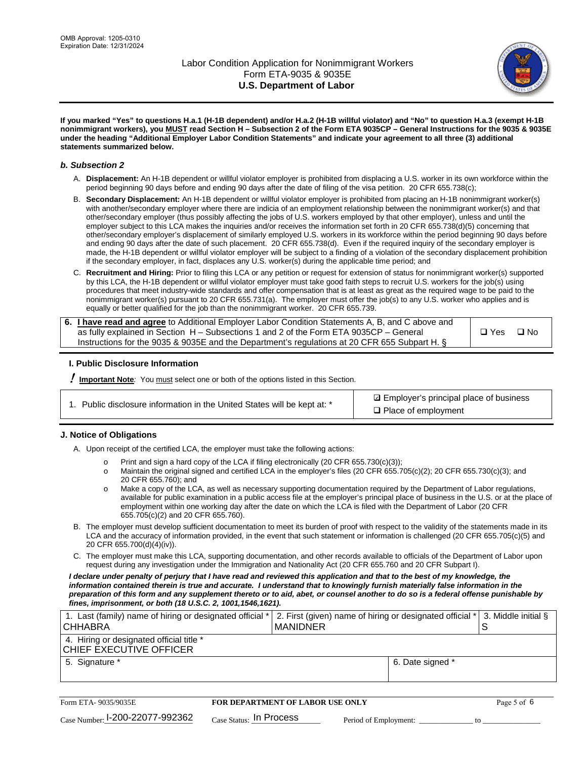**If you marked "Yes" to questions H.a.1 (H-1B dependent) and/or H.a.2 (H-1B willful violator) and "No" to question H.a.3 (exempt H-1B nonimmigrant workers), you MUST read Section H – Subsection 2 of the Form ETA 9035CP – General Instructions for the 9035 & 9035E under the heading "Additional Employer Labor Condition Statements" and indicate your agreement to all three (3) additional statements summarized below.**

### *b. Subsection 2*

A. **Displacement:** An H-1B dependent or willful violator employer is prohibited from displacing a U.S. worker in its own workforce within the period beginning 90 days before and ending 90 days after the date of filing of the visa petition. 20 CFR 655.738(c);

B. **Secondary Displacement:** An H-1B dependent or willful violator employer is prohibited from placing an H-1B nonimmigrant worker(s) with another/secondary employer where there are indicia of an employment relationship between the nonimmigrant worker(s) and that other/secondary employer (thus possibly affecting the jobs of U.S. workers employed by that other employer), unless and until the employer subject to this LCA makes the inquiries and/or receives the information set forth in 20 CFR 655.738(d)(5) concerning that other/secondary employer's displacement of similarly employed U.S. workers in its workforce within the period beginning 90 days before and ending 90 days after the date of such placement. 20 CFR 655.738(d). Even if the required inquiry of the secondary employer is made, the H-1B dependent or willful violator employer will be subject to a finding of a violation of the secondary displacement prohibition if the secondary employer, in fact, displaces any U.S. worker(s) during the applicable time period; and

C. **Recruitment and Hiring:** Prior to filing this LCA or any petition or request for extension of status for nonimmigrant worker(s) supported by this LCA, the H-1B dependent or willful violator employer must take good faith steps to recruit U.S. workers for the job(s) using procedures that meet industry-wide standards and offer compensation that is at least as great as the required wage to be paid to the nonimmigrant worker(s) pursuant to 20 CFR 655.731(a). The employer must offer the job(s) to any U.S. worker who applies and is equally or better qualified for the job than the nonimmigrant worker. 20 CFR 655.739.

| | |
|---|---|
| 6. **I have read and agree** to Additional Employer Labor Condition Statements A, B, and C above and as fully explained in Section H – Subsections 1 and 2 of the Form ETA 9035CP – General Instructions for the 9035 & 9035E and the Department's regulations at 20 CFR 655 Subpart H. § | ❑ Yes ❑ No |

### I. Public Disclosure Information

**! Important Note**: You must select one or both of the options listed in this Section.

| | |
|---|---|
| 1. Public disclosure information in the United States will be kept at: * | ☑ Employer's principal place of business<br>❑ Place of employment |

### J. Notice of Obligations

A. Upon receipt of the certified LCA, the employer must take the following actions:

- Print and sign a hard copy of the LCA if filing electronically (20 CFR 655.730(c)(3));
- Maintain the original signed and certified LCA in the employer's files (20 CFR 655.705(c)(2); 20 CFR 655.730(c)(3); and 20 CFR 655.760); and
- Make a copy of the LCA, as well as necessary supporting documentation required by the Department of Labor regulations, available for public examination in a public access file at the employer's principal place of business in the U.S. or at the place of employment within one working day after the date on which the LCA is filed with the Department of Labor (20 CFR 655.705(c)(2) and 20 CFR 655.760).

B. The employer must develop sufficient documentation to meet its burden of proof with respect to the validity of the statements made in its LCA and the accuracy of information provided, in the event that such statement or information is challenged (20 CFR 655.705(c)(5) and 20 CFR 655.700(d)(4)(iv)).

C. The employer must make this LCA, supporting documentation, and other records available to officials of the Department of Labor upon request during any investigation under the Immigration and Nationality Act (20 CFR 655.760 and 20 CFR Subpart I).

***I declare under penalty of perjury that I have read and reviewed this application and that to the best of my knowledge, the information contained therein is true and accurate. I understand that to knowingly furnish materially false information in the preparation of this form and any supplement thereto or to aid, abet, or counsel another to do so is a federal offense punishable by fines, imprisonment, or both (18 U.S.C. 2, 1001,1546,1621).***

| 1. Last (family) name of hiring or designated official * | 2. First (given) name of hiring or designated official * | 3. Middle initial § |
|---|---|---|
| CHHABRA | MANIDNER | S |
| 4. Hiring or designated official title * | | |
| CHIEF EXECUTIVE OFFICER | | |
| 5. Signature * | 6. Date signed * | |
| | | |

Form ETA- 9035/9035E | **FOR DEPARTMENT OF LABOR USE ONLY**

Case Number: I-200-22077-992362   Case Status: In Process   Period of Employment: _____________ to _____________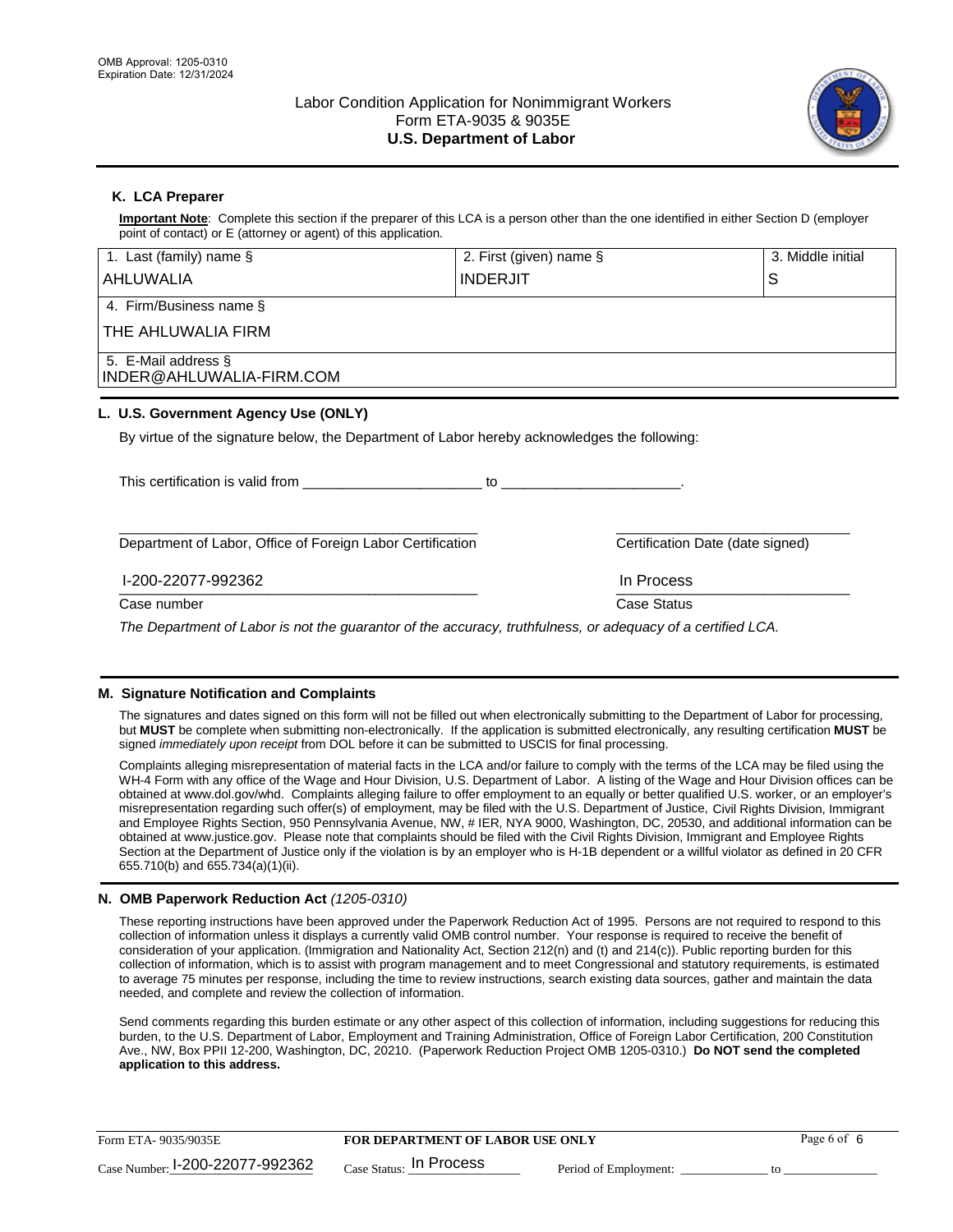OMB Approval: 1205-0310
Expiration Date: 12/31/2024

# Labor Condition Application for Nonimmigrant Workers
# Form ETA-9035 & 9035E
# U.S. Department of Labor

## K. LCA Preparer

**Important Note**: Complete this section if the preparer of this LCA is a person other than the one identified in either Section D (employer point of contact) or E (attorney or agent) of this application.

| 1. Last (family) name § | 2. First (given) name § | 3. Middle initial |
|---|---|---|
| AHLUWALIA | INDERJIT | S |
| 4. Firm/Business name § | | |
| THE AHLUWALIA FIRM | | |
| 5. E-Mail address § | | |
| INDER@AHLUWALIA-FIRM.COM | | |

## L. U.S. Government Agency Use (ONLY)

By virtue of the signature below, the Department of Labor hereby acknowledges the following:

This certification is valid from ______________________ to ______________________.

______________________________________________ Department of Labor, Office of Foreign Labor Certification

______________________________ Certification Date (date signed)

I-200-22077-992362
Case number

In Process
Case Status

*The Department of Labor is not the guarantor of the accuracy, truthfulness, or adequacy of a certified LCA.*

## M. Signature Notification and Complaints

The signatures and dates signed on this form will not be filled out when electronically submitting to the Department of Labor for processing, but **MUST** be complete when submitting non-electronically. If the application is submitted electronically, any resulting certification **MUST** be signed *immediately upon receipt* from DOL before it can be submitted to USCIS for final processing.

Complaints alleging misrepresentation of material facts in the LCA and/or failure to comply with the terms of the LCA may be filed using the WH-4 Form with any office of the Wage and Hour Division, U.S. Department of Labor. A listing of the Wage and Hour Division offices can be obtained at www.dol.gov/whd. Complaints alleging failure to offer employment to an equally or better qualified U.S. worker, or an employer's misrepresentation regarding such offer(s) of employment, may be filed with the U.S. Department of Justice, Civil Rights Division, Immigrant and Employee Rights Section, 950 Pennsylvania Avenue, NW, # IER, NYA 9000, Washington, DC, 20530, and additional information can be obtained at www.justice.gov. Please note that complaints should be filed with the Civil Rights Division, Immigrant and Employee Rights Section at the Department of Justice only if the violation is by an employer who is H-1B dependent or a willful violator as defined in 20 CFR 655.710(b) and 655.734(a)(1)(ii).

## N. OMB Paperwork Reduction Act *(1205-0310)*

These reporting instructions have been approved under the Paperwork Reduction Act of 1995. Persons are not required to respond to this collection of information unless it displays a currently valid OMB control number. Your response is required to receive the benefit of consideration of your application. (Immigration and Nationality Act, Section 212(n) and (t) and 214(c)). Public reporting burden for this collection of information, which is to assist with program management and to meet Congressional and statutory requirements, is estimated to average 75 minutes per response, including the time to review instructions, search existing data sources, gather and maintain the data needed, and complete and review the collection of information.

Send comments regarding this burden estimate or any other aspect of this collection of information, including suggestions for reducing this burden, to the U.S. Department of Labor, Employment and Training Administration, Office of Foreign Labor Certification, 200 Constitution Ave., NW, Box PPII 12-200, Washington, DC, 20210. (Paperwork Reduction Project OMB 1205-0310.) **Do NOT send the completed application to this address.**